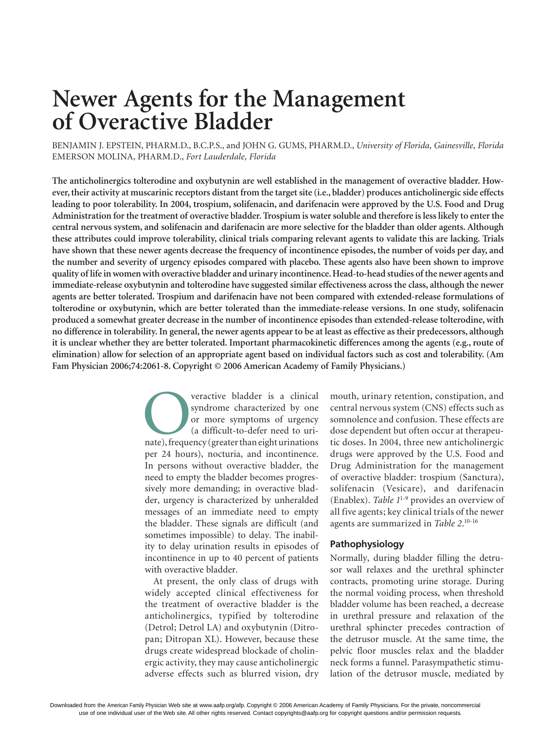# Newer Agents for the Management of Overactive Bladder

BENJAMIN J. EPSTEIN, PHARM.D., B.C.P.S., and JOHN G. GUMS, PHARM.D., *University of Florida, Gainesville, Florida*
EMERSON MOLINA, PHARM.D., *Fort Lauderdale, Florida*

**The anticholinergics tolterodine and oxybutynin are well established in the management of overactive bladder. However, their activity at muscarinic receptors distant from the target site (i.e., bladder) produces anticholinergic side effects leading to poor tolerability. In 2004, trospium, solifenacin, and darifenacin were approved by the U.S. Food and Drug Administration for the treatment of overactive bladder. Trospium is water soluble and therefore is less likely to enter the central nervous system, and solifenacin and darifenacin are more selective for the bladder than older agents. Although these attributes could improve tolerability, clinical trials comparing relevant agents to validate this are lacking. Trials have shown that these newer agents decrease the frequency of incontinence episodes, the number of voids per day, and the number and severity of urgency episodes compared with placebo. These agents also have been shown to improve quality of life in women with overactive bladder and urinary incontinence. Head-to-head studies of the newer agents and immediate-release oxybutynin and tolterodine have suggested similar effectiveness across the class, although the newer agents are better tolerated. Trospium and darifenacin have not been compared with extended-release formulations of tolterodine or oxybutynin, which are better tolerated than the immediate-release versions. In one study, solifenacin produced a somewhat greater decrease in the number of incontinence episodes than extended-release tolterodine, with no difference in tolerability. In general, the newer agents appear to be at least as effective as their predecessors, although it is unclear whether they are better tolerated. Important pharmacokinetic differences among the agents (e.g., route of elimination) allow for selection of an appropriate agent based on individual factors such as cost and tolerability. (Am Fam Physician 2006;74:2061-8. Copyright © 2006 American Academy of Family Physicians.)**

Overactive bladder is a clinical syndrome characterized by one or more symptoms of urgency (a difficult-to-defer need to urinate), frequency (greater than eight urinations per 24 hours), nocturia, and incontinence. In persons without overactive bladder, the need to empty the bladder becomes progressively more demanding; in overactive bladder, urgency is characterized by unheralded messages of an immediate need to empty the bladder. These signals are difficult (and sometimes impossible) to delay. The inability to delay urination results in episodes of incontinence in up to 40 percent of patients with overactive bladder.

At present, the only class of drugs with widely accepted clinical effectiveness for the treatment of overactive bladder is the anticholinergics, typified by tolterodine (Detrol; Detrol LA) and oxybutynin (Ditropan; Ditropan XL). However, because these drugs create widespread blockade of cholinergic activity, they may cause anticholinergic adverse effects such as blurred vision, dry mouth, urinary retention, constipation, and central nervous system (CNS) effects such as somnolence and confusion. These effects are dose dependent but often occur at therapeutic doses. In 2004, three new anticholinergic drugs were approved by the U.S. Food and Drug Administration for the management of overactive bladder: trospium (Sanctura), solifenacin (Vesicare), and darifenacin (Enablex). *Table 1*[1-9] provides an overview of all five agents; key clinical trials of the newer agents are summarized in *Table 2*.[10-16]

## Pathophysiology

Normally, during bladder filling the detrusor wall relaxes and the urethral sphincter contracts, promoting urine storage. During the normal voiding process, when threshold bladder volume has been reached, a decrease in urethral pressure and relaxation of the urethral sphincter precedes contraction of the detrusor muscle. At the same time, the pelvic floor muscles relax and the bladder neck forms a funnel. Parasympathetic stimulation of the detrusor muscle, mediated by

Downloaded from the American Family Physician Web site at www.aafp.org/afp. Copyright © 2006 American Academy of Family Physicians. For the private, noncommercial use of one individual user of the Web site. All other rights reserved. Contact copyrights@aafp.org for copyright questions and/or permission requests.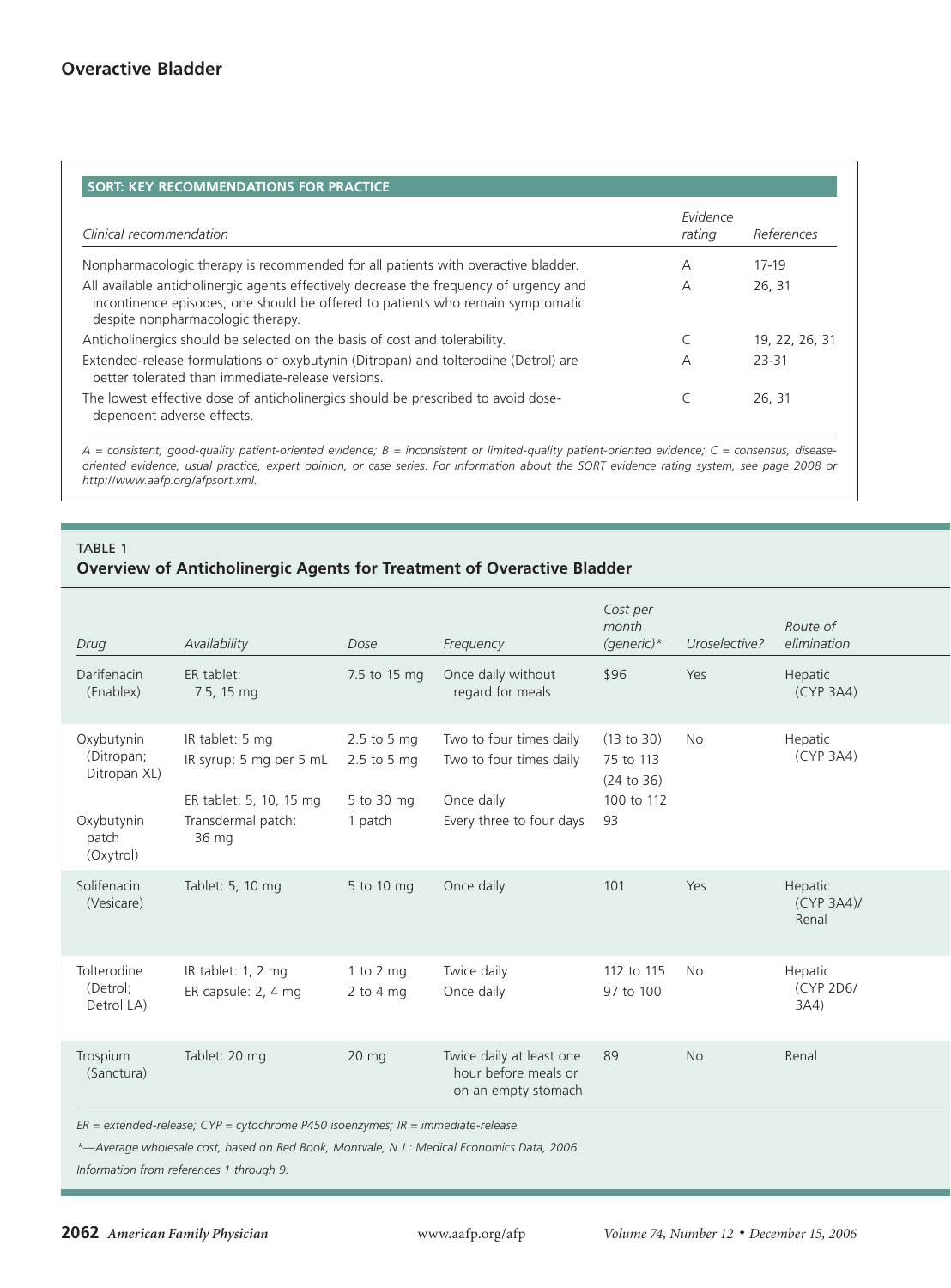## SORT: KEY RECOMMENDATIONS FOR PRACTICE

| Clinical recommendation | Evidence rating | References |
|---|---|---|
| Nonpharmacologic therapy is recommended for all patients with overactive bladder. | A | 17-19 |
| All available anticholinergic agents effectively decrease the frequency of urgency and incontinence episodes; one should be offered to patients who remain symptomatic despite nonpharmacologic therapy. | A | 26, 31 |
| Anticholinergics should be selected on the basis of cost and tolerability. | C | 19, 22, 26, 31 |
| Extended-release formulations of oxybutynin (Ditropan) and tolterodine (Detrol) are better tolerated than immediate-release versions. | A | 23-31 |
| The lowest effective dose of anticholinergics should be prescribed to avoid dose-dependent adverse effects. | C | 26, 31 |

*A = consistent, good-quality patient-oriented evidence; B = inconsistent or limited-quality patient-oriented evidence; C = consensus, disease-oriented evidence, usual practice, expert opinion, or case series. For information about the SORT evidence rating system, see page 2008 or http://www.aafp.org/afpsort.xml.*

### TABLE 1
**Overview of Anticholinergic Agents for Treatment of Overactive Bladder**

| Drug | Availability | Dose | Frequency | Cost per month (generic)* | Uroselective? | Route of elimination |
|---|---|---|---|---|---|---|
| Darifenacin (Enablex) | ER tablet: 7.5, 15 mg | 7.5 to 15 mg | Once daily without regard for meals | $96 | Yes | Hepatic (CYP 3A4) |
| Oxybutynin (Ditropan; Ditropan XL) | IR tablet: 5 mg | 2.5 to 5 mg | Two to four times daily | (13 to 30) | No | Hepatic (CYP 3A4) |
| | IR syrup: 5 mg per 5 mL | 2.5 to 5 mg | Two to four times daily | 75 to 113 (24 to 36) | | |
| | ER tablet: 5, 10, 15 mg | 5 to 30 mg | Once daily | 100 to 112 | | |
| Oxybutynin patch (Oxytrol) | Transdermal patch: 36 mg | 1 patch | Every three to four days | 93 | | |
| Solifenacin (Vesicare) | Tablet: 5, 10 mg | 5 to 10 mg | Once daily | 101 | Yes | Hepatic (CYP 3A4)/ Renal |
| Tolterodine (Detrol; Detrol LA) | IR tablet: 1, 2 mg | 1 to 2 mg | Twice daily | 112 to 115 | No | Hepatic (CYP 2D6/ 3A4) |
| | ER capsule: 2, 4 mg | 2 to 4 mg | Once daily | 97 to 100 | | |
| Trospium (Sanctura) | Tablet: 20 mg | 20 mg | Twice daily at least one hour before meals or on an empty stomach | 89 | No | Renal |

*ER = extended-release; CYP = cytochrome P450 isoenzymes; IR = immediate-release.*

*\*—Average wholesale cost, based on Red Book, Montvale, N.J.: Medical Economics Data, 2006.*

*Information from references 1 through 9.*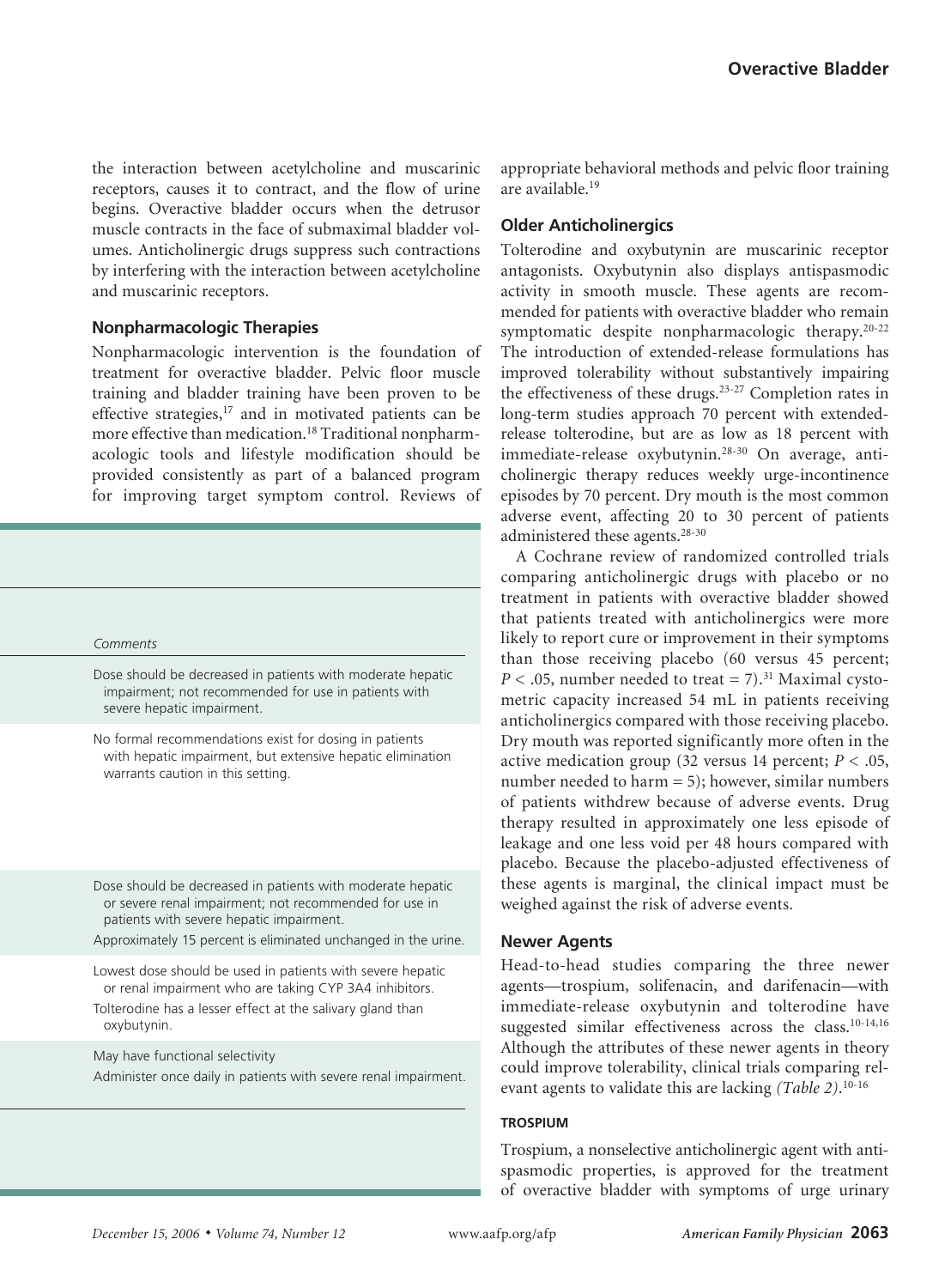the interaction between acetylcholine and muscarinic receptors, causes it to contract, and the flow of urine begins. Overactive bladder occurs when the detrusor muscle contracts in the face of submaximal bladder volumes. Anticholinergic drugs suppress such contractions by interfering with the interaction between acetylcholine and muscarinic receptors.

### Nonpharmacologic Therapies

Nonpharmacologic intervention is the foundation of treatment for overactive bladder. Pelvic floor muscle training and bladder training have been proven to be effective strategies,[17] and in motivated patients can be more effective than medication.[18] Traditional nonpharmacologic tools and lifestyle modification should be provided consistently as part of a balanced program for improving target symptom control. Reviews of appropriate behavioral methods and pelvic floor training are available.[19]

| *Comments* |
| --- |
| Dose should be decreased in patients with moderate hepatic impairment; not recommended for use in patients with severe hepatic impairment. |
| No formal recommendations exist for dosing in patients with hepatic impairment, but extensive hepatic elimination warrants caution in this setting. |
| Dose should be decreased in patients with moderate hepatic or severe renal impairment; not recommended for use in patients with severe hepatic impairment.<br>Approximately 15 percent is eliminated unchanged in the urine. |
| Lowest dose should be used in patients with severe hepatic or renal impairment who are taking CYP 3A4 inhibitors.<br>Tolterodine has a lesser effect at the salivary gland than oxybutynin. |
| May have functional selectivity<br>Administer once daily in patients with severe renal impairment. |

### Older Anticholinergics

Tolterodine and oxybutynin are muscarinic receptor antagonists. Oxybutynin also displays antispasmodic activity in smooth muscle. These agents are recommended for patients with overactive bladder who remain symptomatic despite nonpharmacologic therapy.[20-22] The introduction of extended-release formulations has improved tolerability without substantively impairing the effectiveness of these drugs.[23-27] Completion rates in long-term studies approach 70 percent with extended-release tolterodine, but are as low as 18 percent with immediate-release oxybutynin.[28-30] On average, anticholinergic therapy reduces weekly urge-incontinence episodes by 70 percent. Dry mouth is the most common adverse event, affecting 20 to 30 percent of patients administered these agents.[28-30]

A Cochrane review of randomized controlled trials comparing anticholinergic drugs with placebo or no treatment in patients with overactive bladder showed that patients treated with anticholinergics were more likely to report cure or improvement in their symptoms than those receiving placebo (60 versus 45 percent; $P < .05$, number needed to treat = 7).[31] Maximal cystometric capacity increased 54 mL in patients receiving anticholinergics compared with those receiving placebo. Dry mouth was reported significantly more often in the active medication group (32 versus 14 percent; $P < .05$, number needed to harm = 5); however, similar numbers of patients withdrew because of adverse events. Drug therapy resulted in approximately one less episode of leakage and one less void per 48 hours compared with placebo. Because the placebo-adjusted effectiveness of these agents is marginal, the clinical impact must be weighed against the risk of adverse events.

### Newer Agents

Head-to-head studies comparing the three newer agents—trospium, solifenacin, and darifenacin—with immediate-release oxybutynin and tolterodine have suggested similar effectiveness across the class.[10-14,16] Although the attributes of these newer agents in theory could improve tolerability, clinical trials comparing relevant agents to validate this are lacking *(Table 2)*.[10-16]

#### TROSPIUM

Trospium, a nonselective anticholinergic agent with antispasmodic properties, is approved for the treatment of overactive bladder with symptoms of urge urinary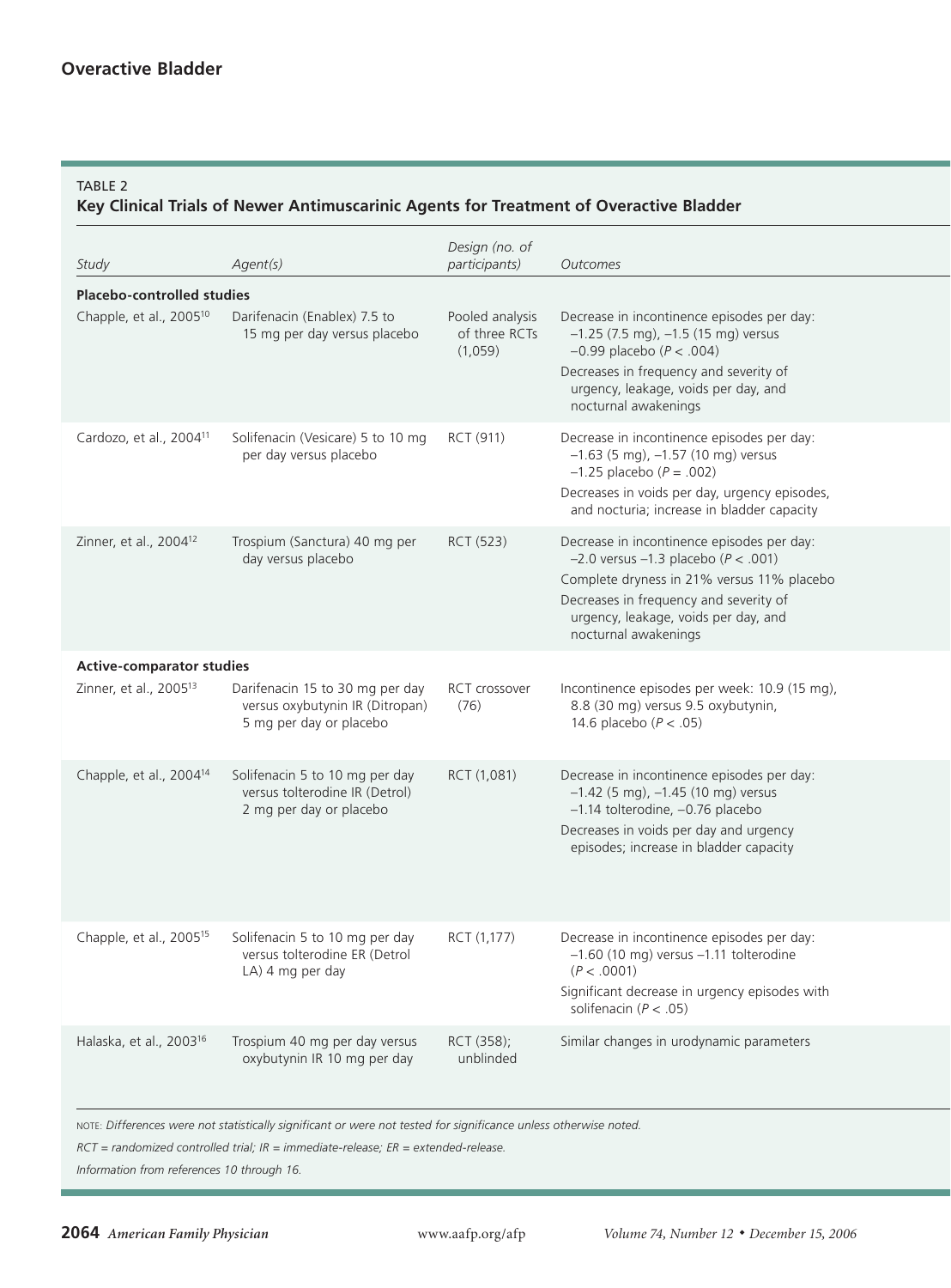TABLE 2

**Key Clinical Trials of Newer Antimuscarinic Agents for Treatment of Overactive Bladder**

| Study | Agent(s) | Design (no. of participants) | Outcomes |
|---|---|---|---|
| **Placebo-controlled studies** | | | |
| Chapple, et al., 2005[10] | Darifenacin (Enablex) 7.5 to 15 mg per day versus placebo | Pooled analysis of three RCTs (1,059) | Decrease in incontinence episodes per day: –1.25 (7.5 mg), –1.5 (15 mg) versus –0.99 placebo ($P < .004$)<br>Decreases in frequency and severity of urgency, leakage, voids per day, and nocturnal awakenings |
| Cardozo, et al., 2004[11] | Solifenacin (Vesicare) 5 to 10 mg per day versus placebo | RCT (911) | Decrease in incontinence episodes per day: –1.63 (5 mg), –1.57 (10 mg) versus –1.25 placebo ($P = .002$)<br>Decreases in voids per day, urgency episodes, and nocturia; increase in bladder capacity |
| Zinner, et al., 2004[12] | Trospium (Sanctura) 40 mg per day versus placebo | RCT (523) | Decrease in incontinence episodes per day: –2.0 versus –1.3 placebo ($P < .001$)<br>Complete dryness in 21% versus 11% placebo<br>Decreases in frequency and severity of urgency, leakage, voids per day, and nocturnal awakenings |
| **Active-comparator studies** | | | |
| Zinner, et al., 2005[13] | Darifenacin 15 to 30 mg per day versus oxybutynin IR (Ditropan) 5 mg per day or placebo | RCT crossover (76) | Incontinence episodes per week: 10.9 (15 mg), 8.8 (30 mg) versus 9.5 oxybutynin, 14.6 placebo ($P < .05$) |
| Chapple, et al., 2004[14] | Solifenacin 5 to 10 mg per day versus tolterodine IR (Detrol) 2 mg per day or placebo | RCT (1,081) | Decrease in incontinence episodes per day: –1.42 (5 mg), –1.45 (10 mg) versus –1.14 tolterodine, –0.76 placebo<br>Decreases in voids per day and urgency episodes; increase in bladder capacity |
| Chapple, et al., 2005[15] | Solifenacin 5 to 10 mg per day versus tolterodine ER (Detrol LA) 4 mg per day | RCT (1,177) | Decrease in incontinence episodes per day: –1.60 (10 mg) versus –1.11 tolterodine ($P < .0001$)<br>Significant decrease in urgency episodes with solifenacin ($P < .05$) |
| Halaska, et al., 2003[16] | Trospium 40 mg per day versus oxybutynin IR 10 mg per day | RCT (358); unblinded | Similar changes in urodynamic parameters |

NOTE: *Differences were not statistically significant or were not tested for significance unless otherwise noted.*

*RCT = randomized controlled trial; IR = immediate-release; ER = extended-release.*

*Information from references 10 through 16.*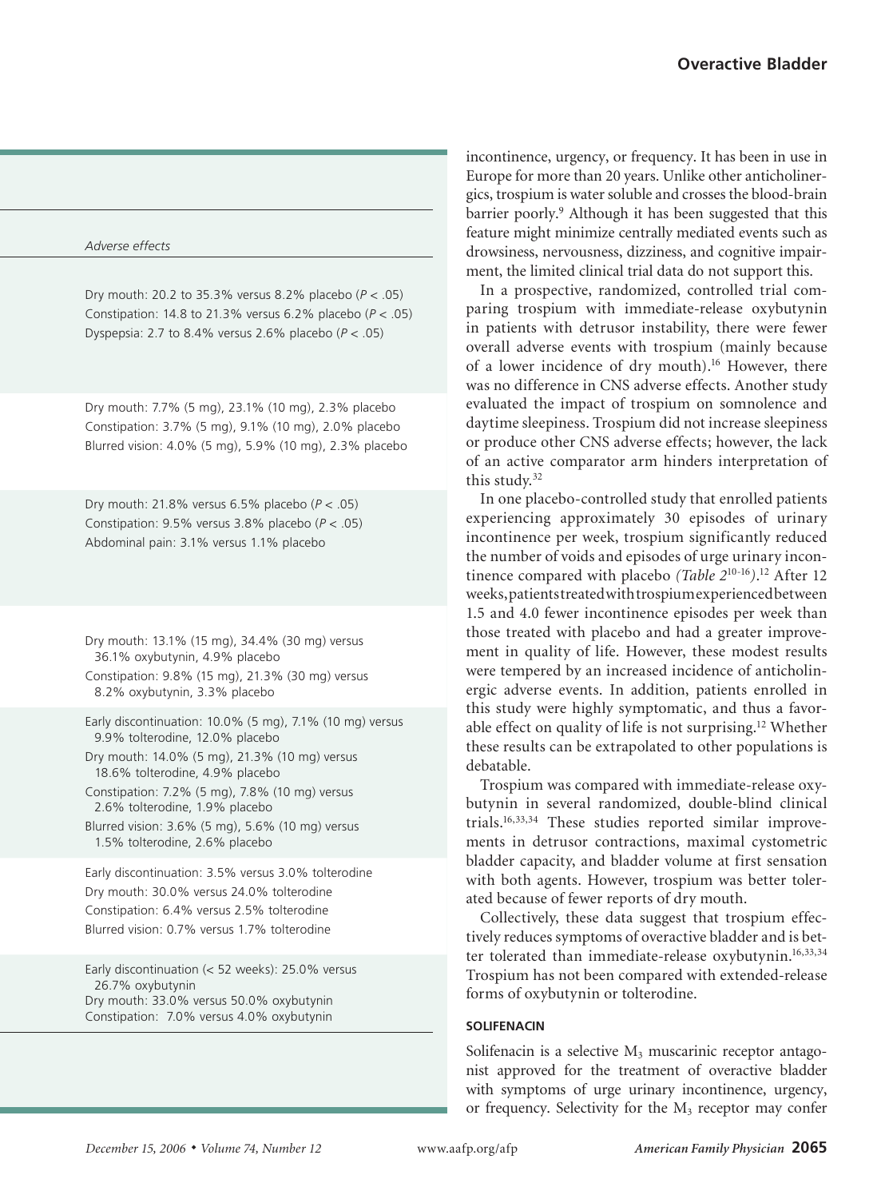| Adverse effects |
|---|
| Dry mouth: 20.2 to 35.3% versus 8.2% placebo ($P < .05$)<br>Constipation: 14.8 to 21.3% versus 6.2% placebo ($P < .05$)<br>Dyspepsia: 2.7 to 8.4% versus 2.6% placebo ($P < .05$) |
| Dry mouth: 7.7% (5 mg), 23.1% (10 mg), 2.3% placebo<br>Constipation: 3.7% (5 mg), 9.1% (10 mg), 2.0% placebo<br>Blurred vision: 4.0% (5 mg), 5.9% (10 mg), 2.3% placebo |
| Dry mouth: 21.8% versus 6.5% placebo ($P < .05$)<br>Constipation: 9.5% versus 3.8% placebo ($P < .05$)<br>Abdominal pain: 3.1% versus 1.1% placebo |
| Dry mouth: 13.1% (15 mg), 34.4% (30 mg) versus 36.1% oxybutynin, 4.9% placebo<br>Constipation: 9.8% (15 mg), 21.3% (30 mg) versus 8.2% oxybutynin, 3.3% placebo |
| Early discontinuation: 10.0% (5 mg), 7.1% (10 mg) versus 9.9% tolterodine, 12.0% placebo<br>Dry mouth: 14.0% (5 mg), 21.3% (10 mg) versus 18.6% tolterodine, 4.9% placebo<br>Constipation: 7.2% (5 mg), 7.8% (10 mg) versus 2.6% tolterodine, 1.9% placebo<br>Blurred vision: 3.6% (5 mg), 5.6% (10 mg) versus 1.5% tolterodine, 2.6% placebo |
| Early discontinuation: 3.5% versus 3.0% tolterodine<br>Dry mouth: 30.0% versus 24.0% tolterodine<br>Constipation: 6.4% versus 2.5% tolterodine<br>Blurred vision: 0.7% versus 1.7% tolterodine |
| Early discontinuation (< 52 weeks): 25.0% versus 26.7% oxybutynin<br>Dry mouth: 33.0% versus 50.0% oxybutynin<br>Constipation: 7.0% versus 4.0% oxybutynin |

incontinence, urgency, or frequency. It has been in use in Europe for more than 20 years. Unlike other anticholinergics, trospium is water soluble and crosses the blood-brain barrier poorly.[9] Although it has been suggested that this feature might minimize centrally mediated events such as drowsiness, nervousness, dizziness, and cognitive impairment, the limited clinical trial data do not support this.

In a prospective, randomized, controlled trial comparing trospium with immediate-release oxybutynin in patients with detrusor instability, there were fewer overall adverse events with trospium (mainly because of a lower incidence of dry mouth).[16] However, there was no difference in CNS adverse effects. Another study evaluated the impact of trospium on somnolence and daytime sleepiness. Trospium did not increase sleepiness or produce other CNS adverse effects; however, the lack of an active comparator arm hinders interpretation of this study.[32]

In one placebo-controlled study that enrolled patients experiencing approximately 30 episodes of urinary incontinence per week, trospium significantly reduced the number of voids and episodes of urge urinary incontinence compared with placebo *(Table 2*[10-16]*)*.[12] After 12 weeks, patients treated with trospium experienced between 1.5 and 4.0 fewer incontinence episodes per week than those treated with placebo and had a greater improvement in quality of life. However, these modest results were tempered by an increased incidence of anticholinergic adverse events. In addition, patients enrolled in this study were highly symptomatic, and thus a favorable effect on quality of life is not surprising.[12] Whether these results can be extrapolated to other populations is debatable.

Trospium was compared with immediate-release oxybutynin in several randomized, double-blind clinical trials.[16,33,34] These studies reported similar improvements in detrusor contractions, maximal cystometric bladder capacity, and bladder volume at first sensation with both agents. However, trospium was better tolerated because of fewer reports of dry mouth.

Collectively, these data suggest that trospium effectively reduces symptoms of overactive bladder and is better tolerated than immediate-release oxybutynin.[16,33,34] Trospium has not been compared with extended-release forms of oxybutynin or tolterodine.

#### SOLIFENACIN

Solifenacin is a selective $M_3$ muscarinic receptor antagonist approved for the treatment of overactive bladder with symptoms of urge urinary incontinence, urgency, or frequency. Selectivity for the $M_3$ receptor may confer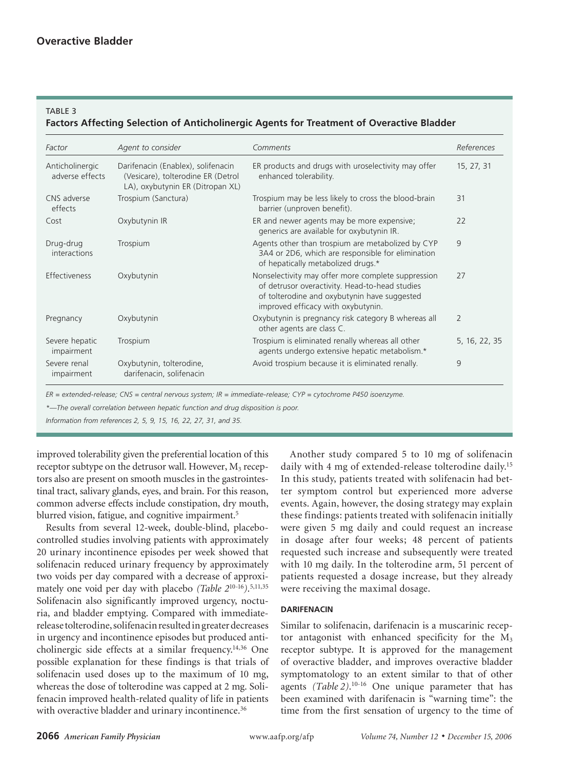TABLE 3

**Factors Affecting Selection of Anticholinergic Agents for Treatment of Overactive Bladder**

| *Factor* | *Agent to consider* | *Comments* | *References* |
|---|---|---|---|
| Anticholinergic adverse effects | Darifenacin (Enablex), solifenacin (Vesicare), tolterodine ER (Detrol LA), oxybutynin ER (Ditropan XL) | ER products and drugs with uroselectivity may offer enhanced tolerability. | 15, 27, 31 |
| CNS adverse effects | Trospium (Sanctura) | Trospium may be less likely to cross the blood-brain barrier (unproven benefit). | 31 |
| Cost | Oxybutynin IR | ER and newer agents may be more expensive; generics are available for oxybutynin IR. | 22 |
| Drug-drug interactions | Trospium | Agents other than trospium are metabolized by CYP 3A4 or 2D6, which are responsible for elimination of hepatically metabolized drugs.* | 9 |
| Effectiveness | Oxybutynin | Nonselectivity may offer more complete suppression of detrusor overactivity. Head-to-head studies of tolterodine and oxybutynin have suggested improved efficacy with oxybutynin. | 27 |
| Pregnancy | Oxybutynin | Oxybutynin is pregnancy risk category B whereas all other agents are class C. | 2 |
| Severe hepatic impairment | Trospium | Trospium is eliminated renally whereas all other agents undergo extensive hepatic metabolism.* | 5, 16, 22, 35 |
| Severe renal impairment | Oxybutynin, tolterodine, darifenacin, solifenacin | Avoid trospium because it is eliminated renally. | 9 |

*ER = extended-release; CNS = central nervous system; IR = immediate-release; CYP = cytochrome P450 isoenzyme.*

*\*—The overall correlation between hepatic function and drug disposition is poor.*

*Information from references 2, 5, 9, 15, 16, 22, 27, 31, and 35.*

improved tolerability given the preferential location of this receptor subtype on the detrusor wall. However, $M_3$ receptors also are present on smooth muscles in the gastrointestinal tract, salivary glands, eyes, and brain. For this reason, common adverse effects include constipation, dry mouth, blurred vision, fatigue, and cognitive impairment.[5]

Results from several 12-week, double-blind, placebo-controlled studies involving patients with approximately 20 urinary incontinence episodes per week showed that solifenacin reduced urinary frequency by approximately two voids per day compared with a decrease of approximately one void per day with placebo *(Table 2[10-16])*.[5,11,35] Solifenacin also significantly improved urgency, nocturia, and bladder emptying. Compared with immediate-release tolterodine, solifenacin resulted in greater decreases in urgency and incontinence episodes but produced anticholinergic side effects at a similar frequency.[14,36] One possible explanation for these findings is that trials of solifenacin used doses up to the maximum of 10 mg, whereas the dose of tolterodine was capped at 2 mg. Solifenacin improved health-related quality of life in patients with overactive bladder and urinary incontinence.[36]

Another study compared 5 to 10 mg of solifenacin daily with 4 mg of extended-release tolterodine daily.[15] In this study, patients treated with solifenacin had better symptom control but experienced more adverse events. Again, however, the dosing strategy may explain these findings: patients treated with solifenacin initially were given 5 mg daily and could request an increase in dosage after four weeks; 48 percent of patients requested such increase and subsequently were treated with 10 mg daily. In the tolterodine arm, 51 percent of patients requested a dosage increase, but they already were receiving the maximal dosage.

#### DARIFENACIN

Similar to solifenacin, darifenacin is a muscarinic receptor antagonist with enhanced specificity for the $M_3$ receptor subtype. It is approved for the management of overactive bladder, and improves overactive bladder symptomatology to an extent similar to that of other agents *(Table 2)*.[10-16] One unique parameter that has been examined with darifenacin is "warning time": the time from the first sensation of urgency to the time of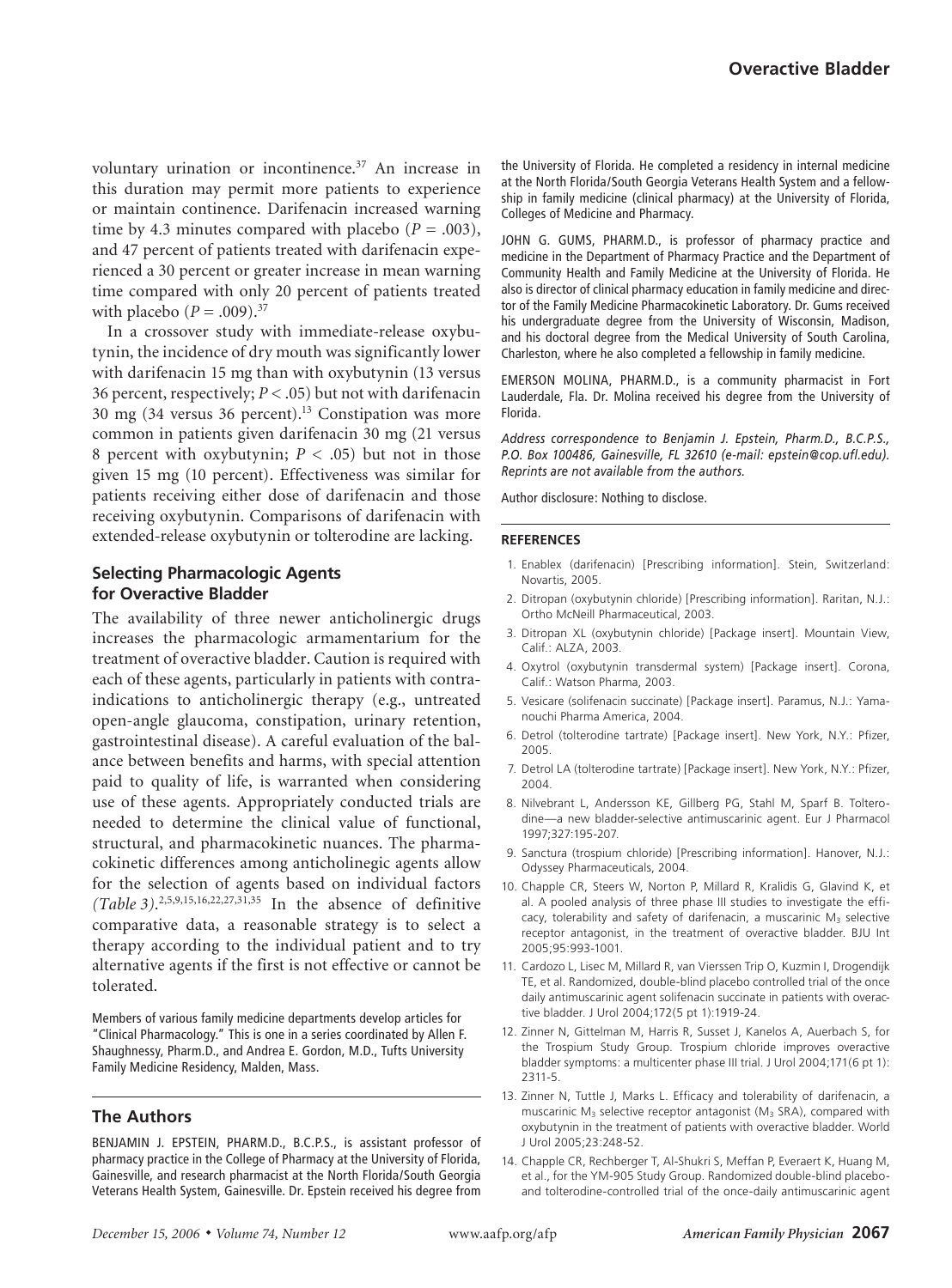voluntary urination or incontinence.[37] An increase in this duration may permit more patients to experience or maintain continence. Darifenacin increased warning time by 4.3 minutes compared with placebo ($P = .003$), and 47 percent of patients treated with darifenacin experienced a 30 percent or greater increase in mean warning time compared with only 20 percent of patients treated with placebo ($P = .009$).[37]

In a crossover study with immediate-release oxybutynin, the incidence of dry mouth was significantly lower with darifenacin 15 mg than with oxybutynin (13 versus 36 percent, respectively; $P < .05$) but not with darifenacin 30 mg (34 versus 36 percent).[13] Constipation was more common in patients given darifenacin 30 mg (21 versus 8 percent with oxybutynin; $P < .05$) but not in those given 15 mg (10 percent). Effectiveness was similar for patients receiving either dose of darifenacin and those receiving oxybutynin. Comparisons of darifenacin with extended-release oxybutynin or tolterodine are lacking.

### Selecting Pharmacologic Agents for Overactive Bladder

The availability of three newer anticholinergic drugs increases the pharmacologic armamentarium for the treatment of overactive bladder. Caution is required with each of these agents, particularly in patients with contraindications to anticholinergic therapy (e.g., untreated open-angle glaucoma, constipation, urinary retention, gastrointestinal disease). A careful evaluation of the balance between benefits and harms, with special attention paid to quality of life, is warranted when considering use of these agents. Appropriately conducted trials are needed to determine the clinical value of functional, structural, and pharmacokinetic nuances. The pharmacokinetic differences among anticholinegic agents allow for the selection of agents based on individual factors *(Table 3)*.[2,5,9,15,16,22,27,31,35] In the absence of definitive comparative data, a reasonable strategy is to select a therapy according to the individual patient and to try alternative agents if the first is not effective or cannot be tolerated.

Members of various family medicine departments develop articles for "Clinical Pharmacology." This is one in a series coordinated by Allen F. Shaughnessy, Pharm.D., and Andrea E. Gordon, M.D., Tufts University Family Medicine Residency, Malden, Mass.

### The Authors

BENJAMIN J. EPSTEIN, PHARM.D., B.C.P.S., is assistant professor of pharmacy practice in the College of Pharmacy at the University of Florida, Gainesville, and research pharmacist at the North Florida/South Georgia Veterans Health System, Gainesville. Dr. Epstein received his degree from the University of Florida. He completed a residency in internal medicine at the North Florida/South Georgia Veterans Health System and a fellowship in family medicine (clinical pharmacy) at the University of Florida, Colleges of Medicine and Pharmacy.

JOHN G. GUMS, PHARM.D., is professor of pharmacy practice and medicine in the Department of Pharmacy Practice and the Department of Community Health and Family Medicine at the University of Florida. He also is director of clinical pharmacy education in family medicine and director of the Family Medicine Pharmacokinetic Laboratory. Dr. Gums received his undergraduate degree from the University of Wisconsin, Madison, and his doctoral degree from the Medical University of South Carolina, Charleston, where he also completed a fellowship in family medicine.

EMERSON MOLINA, PHARM.D., is a community pharmacist in Fort Lauderdale, Fla. Dr. Molina received his degree from the University of Florida.

*Address correspondence to Benjamin J. Epstein, Pharm.D., B.C.P.S., P.O. Box 100486, Gainesville, FL 32610 (e-mail: epstein@cop.ufl.edu). Reprints are not available from the authors.*

Author disclosure: Nothing to disclose.

### REFERENCES

1. Enablex (darifenacin) [Prescribing information]. Stein, Switzerland: Novartis, 2005.
2. Ditropan (oxybutynin chloride) [Prescribing information]. Raritan, N.J.: Ortho McNeill Pharmaceutical, 2003.
3. Ditropan XL (oxybutynin chloride) [Package insert]. Mountain View, Calif.: ALZA, 2003.
4. Oxytrol (oxybutynin transdermal system) [Package insert]. Corona, Calif.: Watson Pharma, 2003.
5. Vesicare (solifenacin succinate) [Package insert]. Paramus, N.J.: Yamanouchi Pharma America, 2004.
6. Detrol (tolterodine tartrate) [Package insert]. New York, N.Y.: Pfizer, 2005.
7. Detrol LA (tolterodine tartrate) [Package insert]. New York, N.Y.: Pfizer, 2004.
8. Nilvebrant L, Andersson KE, Gillberg PG, Stahl M, Sparf B. Tolterodine—a new bladder-selective antimuscarinic agent. Eur J Pharmacol 1997;327:195-207.
9. Sanctura (trospium chloride) [Prescribing information]. Hanover, N.J.: Odyssey Pharmaceuticals, 2004.
10. Chapple CR, Steers W, Norton P, Millard R, Kralidis G, Glavind K, et al. A pooled analysis of three phase III studies to investigate the efficacy, tolerability and safety of darifenacin, a muscarinic $M_3$ selective receptor antagonist, in the treatment of overactive bladder. BJU Int 2005;95:993-1001.
11. Cardozo L, Lisec M, Millard R, van Vierssen Trip O, Kuzmin I, Drogendijk TE, et al. Randomized, double-blind placebo controlled trial of the once daily antimuscarinic agent solifenacin succinate in patients with overactive bladder. J Urol 2004;172(5 pt 1):1919-24.
12. Zinner N, Gittelman M, Harris R, Susset J, Kanelos A, Auerbach S, for the Trospium Study Group. Trospium chloride improves overactive bladder symptoms: a multicenter phase III trial. J Urol 2004;171(6 pt 1): 2311-5.
13. Zinner N, Tuttle J, Marks L. Efficacy and tolerability of darifenacin, a muscarinic $M_3$ selective receptor antagonist ($M_3$ SRA), compared with oxybutynin in the treatment of patients with overactive bladder. World J Urol 2005;23:248-52.
14. Chapple CR, Rechberger T, Al-Shukri S, Meffan P, Everaert K, Huang M, et al., for the YM-905 Study Group. Randomized double-blind placebo- and tolterodine-controlled trial of the once-daily antimuscarinic agent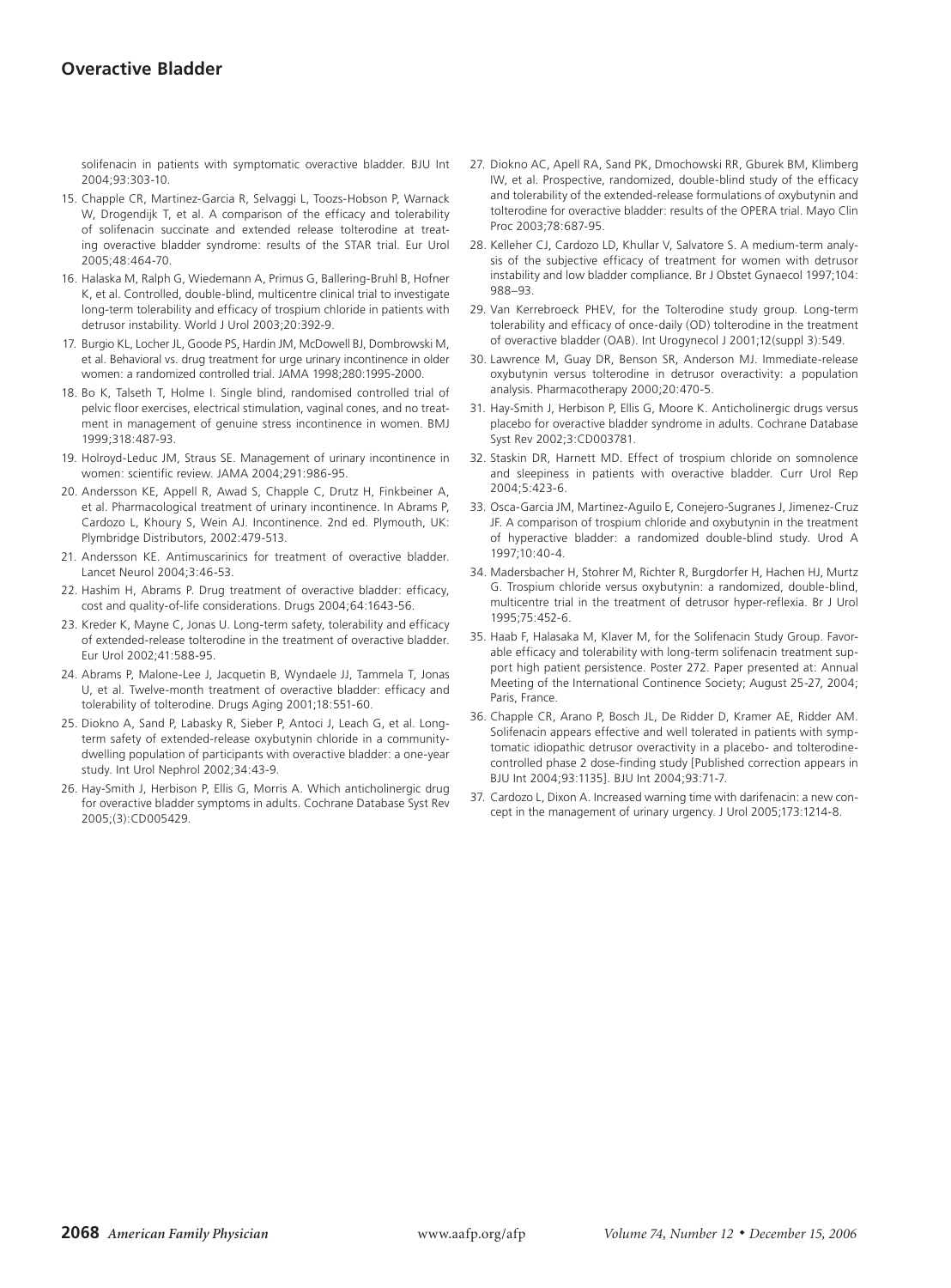solifenacin in patients with symptomatic overactive bladder. BJU Int 2004;93:303-10.

15. Chapple CR, Martinez-Garcia R, Selvaggi L, Toozs-Hobson P, Warnack W, Drogendijk T, et al. A comparison of the efficacy and tolerability of solifenacin succinate and extended release tolterodine at treating overactive bladder syndrome: results of the STAR trial. Eur Urol 2005;48:464-70.
16. Halaska M, Ralph G, Wiedemann A, Primus G, Ballering-Bruhl B, Hofner K, et al. Controlled, double-blind, multicentre clinical trial to investigate long-term tolerability and efficacy of trospium chloride in patients with detrusor instability. World J Urol 2003;20:392-9.
17. Burgio KL, Locher JL, Goode PS, Hardin JM, McDowell BJ, Dombrowski M, et al. Behavioral vs. drug treatment for urge urinary incontinence in older women: a randomized controlled trial. JAMA 1998;280:1995-2000.
18. Bo K, Talseth T, Holme I. Single blind, randomised controlled trial of pelvic floor exercises, electrical stimulation, vaginal cones, and no treatment in management of genuine stress incontinence in women. BMJ 1999;318:487-93.
19. Holroyd-Leduc JM, Straus SE. Management of urinary incontinence in women: scientific review. JAMA 2004;291:986-95.
20. Andersson KE, Appell R, Awad S, Chapple C, Drutz H, Finkbeiner A, et al. Pharmacological treatment of urinary incontinence. In Abrams P, Cardozo L, Khoury S, Wein AJ. Incontinence. 2nd ed. Plymouth, UK: Plymbridge Distributors, 2002:479-513.
21. Andersson KE. Antimuscarinics for treatment of overactive bladder. Lancet Neurol 2004;3:46-53.
22. Hashim H, Abrams P. Drug treatment of overactive bladder: efficacy, cost and quality-of-life considerations. Drugs 2004;64:1643-56.
23. Kreder K, Mayne C, Jonas U. Long-term safety, tolerability and efficacy of extended-release tolterodine in the treatment of overactive bladder. Eur Urol 2002;41:588-95.
24. Abrams P, Malone-Lee J, Jacquetin B, Wyndaele JJ, Tammela T, Jonas U, et al. Twelve-month treatment of overactive bladder: efficacy and tolerability of tolterodine. Drugs Aging 2001;18:551-60.
25. Diokno A, Sand P, Labasky R, Sieber P, Antoci J, Leach G, et al. Long-term safety of extended-release oxybutynin chloride in a community-dwelling population of participants with overactive bladder: a one-year study. Int Urol Nephrol 2002;34:43-9.
26. Hay-Smith J, Herbison P, Ellis G, Morris A. Which anticholinergic drug for overactive bladder symptoms in adults. Cochrane Database Syst Rev 2005;(3):CD005429.
27. Diokno AC, Apell RA, Sand PK, Dmochowski RR, Gburek BM, Klimberg IW, et al. Prospective, randomized, double-blind study of the efficacy and tolerability of the extended-release formulations of oxybutynin and tolterodine for overactive bladder: results of the OPERA trial. Mayo Clin Proc 2003;78:687-95.
28. Kelleher CJ, Cardozo LD, Khullar V, Salvatore S. A medium-term analysis of the subjective efficacy of treatment for women with detrusor instability and low bladder compliance. Br J Obstet Gynaecol 1997;104: 988–93.
29. Van Kerrebroeck PHEV, for the Tolterodine study group. Long-term tolerability and efficacy of once-daily (OD) tolterodine in the treatment of overactive bladder (OAB). Int Urogynecol J 2001;12(suppl 3):549.
30. Lawrence M, Guay DR, Benson SR, Anderson MJ. Immediate-release oxybutynin versus tolterodine in detrusor overactivity: a population analysis. Pharmacotherapy 2000;20:470-5.
31. Hay-Smith J, Herbison P, Ellis G, Moore K. Anticholinergic drugs versus placebo for overactive bladder syndrome in adults. Cochrane Database Syst Rev 2002;3:CD003781.
32. Staskin DR, Harnett MD. Effect of trospium chloride on somnolence and sleepiness in patients with overactive bladder. Curr Urol Rep 2004;5:423-6.
33. Osca-Garcia JM, Martinez-Aguilo E, Conejero-Sugranes J, Jimenez-Cruz JF. A comparison of trospium chloride and oxybutynin in the treatment of hyperactive bladder: a randomized double-blind study. Urod A 1997;10:40-4.
34. Madersbacher H, Stohrer M, Richter R, Burgdorfer H, Hachen HJ, Murtz G. Trospium chloride versus oxybutynin: a randomized, double-blind, multicentre trial in the treatment of detrusor hyper-reflexia. Br J Urol 1995;75:452-6.
35. Haab F, Halasaka M, Klaver M, for the Solifenacin Study Group. Favorable efficacy and tolerability with long-term solifenacin treatment support high patient persistence. Poster 272. Paper presented at: Annual Meeting of the International Continence Society; August 25-27, 2004; Paris, France.
36. Chapple CR, Arano P, Bosch JL, De Ridder D, Kramer AE, Ridder AM. Solifenacin appears effective and well tolerated in patients with symptomatic idiopathic detrusor overactivity in a placebo- and tolterodine-controlled phase 2 dose-finding study [Published correction appears in BJU Int 2004;93:1135]. BJU Int 2004;93:71-7.
37. Cardozo L, Dixon A. Increased warning time with darifenacin: a new concept in the management of urinary urgency. J Urol 2005;173:1214-8.